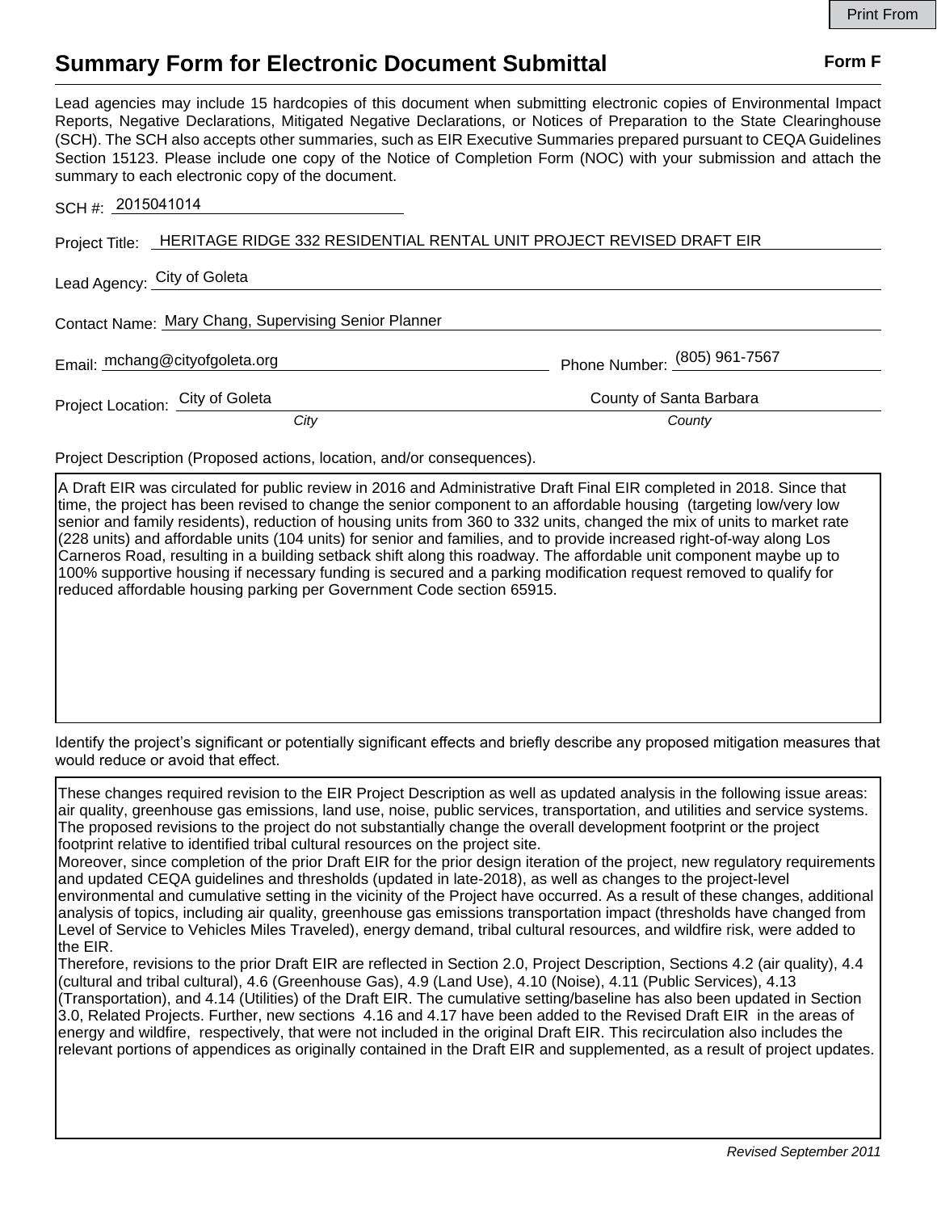Print From

# Summary Form for Electronic Document Submittal

**Form F**

Lead agencies may include 15 hardcopies of this document when submitting electronic copies of Environmental Impact Reports, Negative Declarations, Mitigated Negative Declarations, or Notices of Preparation to the State Clearinghouse (SCH). The SCH also accepts other summaries, such as EIR Executive Summaries prepared pursuant to CEQA Guidelines Section 15123. Please include one copy of the Notice of Completion Form (NOC) with your submission and attach the summary to each electronic copy of the document.

SCH #: 2015041014

Project Title: HERITAGE RIDGE 332 RESIDENTIAL RENTAL UNIT PROJECT REVISED DRAFT EIR

Lead Agency: City of Goleta

Contact Name: Mary Chang, Supervising Senior Planner

Email: mchang@cityofgoleta.org

Phone Number: (805) 961-7567

Project Location: City of Goleta (*City*), County of Santa Barbara (*County*)

Project Description (Proposed actions, location, and/or consequences).

A Draft EIR was circulated for public review in 2016 and Administrative Draft Final EIR completed in 2018. Since that time, the project has been revised to change the senior component to an affordable housing (targeting low/very low senior and family residents), reduction of housing units from 360 to 332 units, changed the mix of units to market rate (228 units) and affordable units (104 units) for senior and families, and to provide increased right-of-way along Los Carneros Road, resulting in a building setback shift along this roadway. The affordable unit component maybe up to 100% supportive housing if necessary funding is secured and a parking modification request removed to qualify for reduced affordable housing parking per Government Code section 65915.

Identify the project's significant or potentially significant effects and briefly describe any proposed mitigation measures that would reduce or avoid that effect.

These changes required revision to the EIR Project Description as well as updated analysis in the following issue areas: air quality, greenhouse gas emissions, land use, noise, public services, transportation, and utilities and service systems. The proposed revisions to the project do not substantially change the overall development footprint or the project footprint relative to identified tribal cultural resources on the project site.
Moreover, since completion of the prior Draft EIR for the prior design iteration of the project, new regulatory requirements and updated CEQA guidelines and thresholds (updated in late-2018), as well as changes to the project-level environmental and cumulative setting in the vicinity of the Project have occurred. As a result of these changes, additional analysis of topics, including air quality, greenhouse gas emissions transportation impact (thresholds have changed from Level of Service to Vehicles Miles Traveled), energy demand, tribal cultural resources, and wildfire risk, were added to the EIR.
Therefore, revisions to the prior Draft EIR are reflected in Section 2.0, Project Description, Sections 4.2 (air quality), 4.4 (cultural and tribal cultural), 4.6 (Greenhouse Gas), 4.9 (Land Use), 4.10 (Noise), 4.11 (Public Services), 4.13 (Transportation), and 4.14 (Utilities) of the Draft EIR. The cumulative setting/baseline has also been updated in Section 3.0, Related Projects. Further, new sections 4.16 and 4.17 have been added to the Revised Draft EIR in the areas of energy and wildfire, respectively, that were not included in the original Draft EIR. This recirculation also includes the relevant portions of appendices as originally contained in the Draft EIR and supplemented, as a result of project updates.

*Revised September 2011*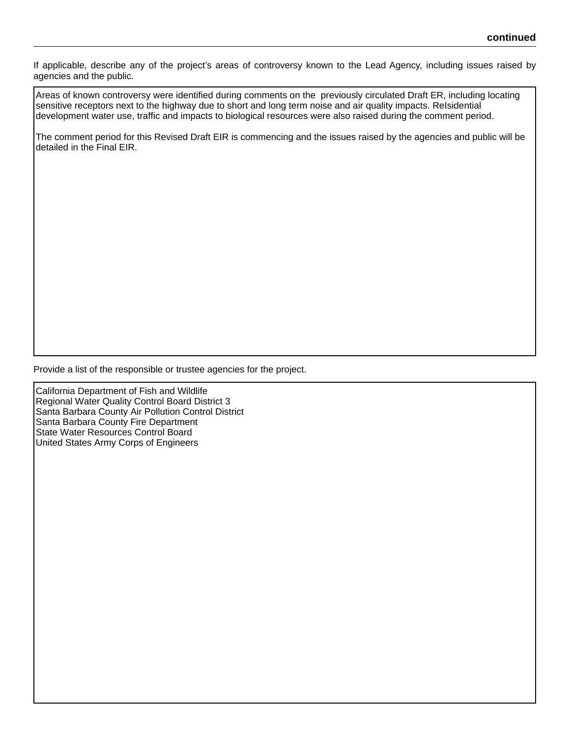**continued**

If applicable, describe any of the project's areas of controversy known to the Lead Agency, including issues raised by agencies and the public.

Areas of known controversy were identified during comments on the previously circulated Draft ER, including locating sensitive receptors next to the highway due to short and long term noise and air quality impacts. ReIsidential development water use, traffic and impacts to biological resources were also raised during the comment period.

The comment period for this Revised Draft EIR is commencing and the issues raised by the agencies and public will be detailed in the Final EIR.

Provide a list of the responsible or trustee agencies for the project.

California Department of Fish and Wildlife
Regional Water Quality Control Board District 3
Santa Barbara County Air Pollution Control District
Santa Barbara County Fire Department
State Water Resources Control Board
United States Army Corps of Engineers